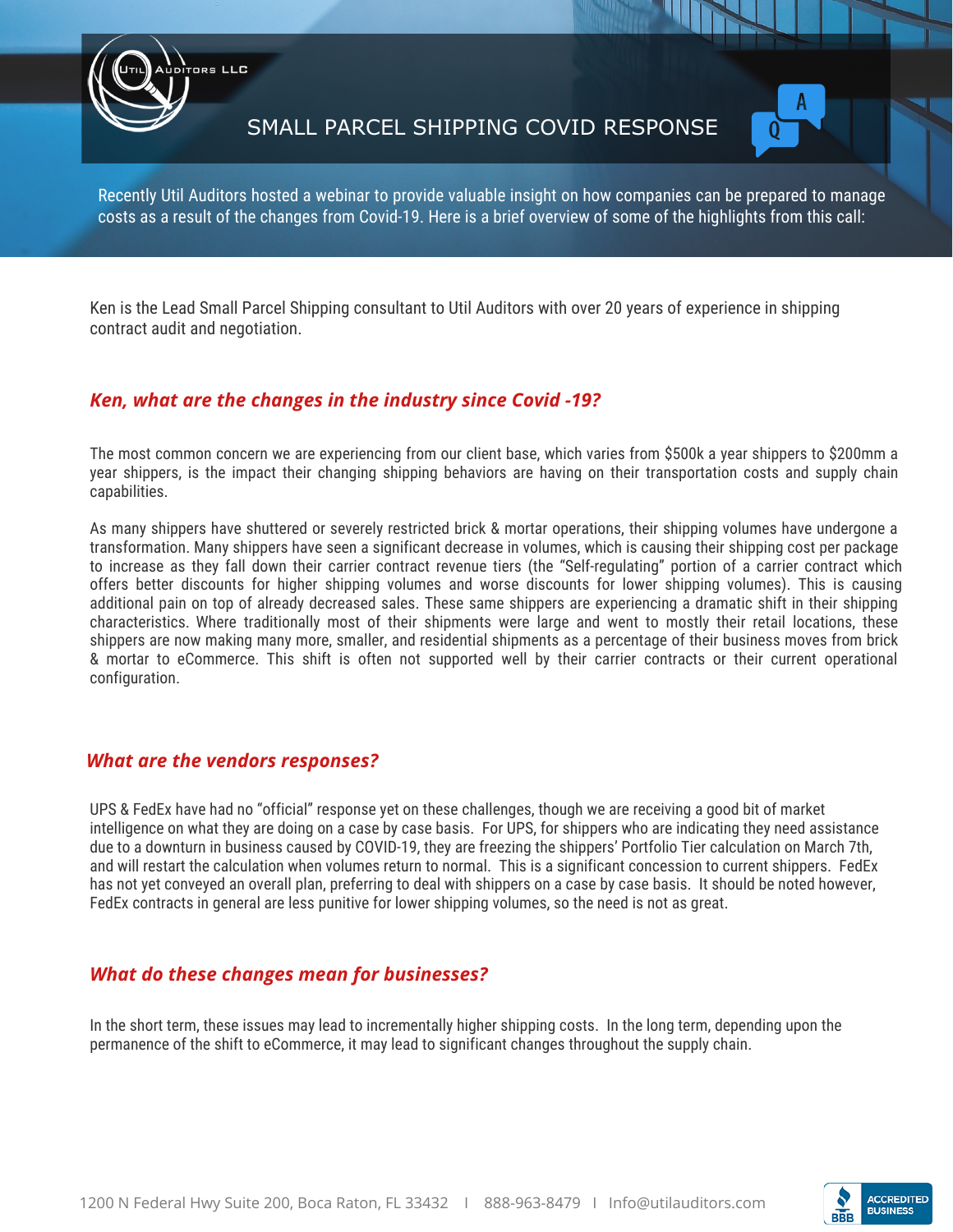# SMALL PARCEL SHIPPING COVID RESPONSE

Recently Util Auditors hosted a webinar to provide valuable insight on how companies can be prepared to manage costs as a result of the changes from Covid-19. Here is a brief overview of some of the highlights from this call:

Ken is the Lead Small Parcel Shipping consultant to Util Auditors with over 20 years of experience in shipping contract audit and negotiation.

### *Ken, what are the changes in the industry since Covid -19?*

The most common concern we are experiencing from our client base, which varies from \$500k a year shippers to \$200mm a year shippers, is the impact their changing shipping behaviors are having on their transportation costs and supply chain capabilities.

As many shippers have shuttered or severely restricted brick & mortar operations, their shipping volumes have undergone a transformation. Many shippers have seen a significant decrease in volumes, which is causing their shipping cost per package to increase as they fall down their carrier contract revenue tiers (the "Self-regulating" portion of a carrier contract which offers better discounts for higher shipping volumes and worse discounts for lower shipping volumes). This is causing additional pain on top of already decreased sales. These same shippers are experiencing a dramatic shift in their shipping characteristics. Where traditionally most of their shipments were large and went to mostly their retail locations, these shippers are now making many more, smaller, and residential shipments as a percentage of their business moves from brick & mortar to eCommerce. This shift is often not supported well by their carrier contracts or their current operational configuration.

### *What are the vendors responses?*

UPS & FedEx have had no "official" response yet on these challenges, though we are receiving a good bit of market intelligence on what they are doing on a case by case basis. For UPS, for shippers who are indicating they need assistance due to a downturn in business caused by COVID-19, they are freezing the shippers' Portfolio Tier calculation on March 7th, and will restart the calculation when volumes return to normal. This is a significant concession to current shippers. FedEx has not yet conveyed an overall plan, preferring to deal with shippers on a case by case basis. It should be noted however, FedEx contracts in general are less punitive for lower shipping volumes, so the need is not as great.

### *What do these changes mean for businesses?*

In the short term, these issues may lead to incrementally higher shipping costs. In the long term, depending upon the permanence of the shift to eCommerce, it may lead to significant changes throughout the supply chain.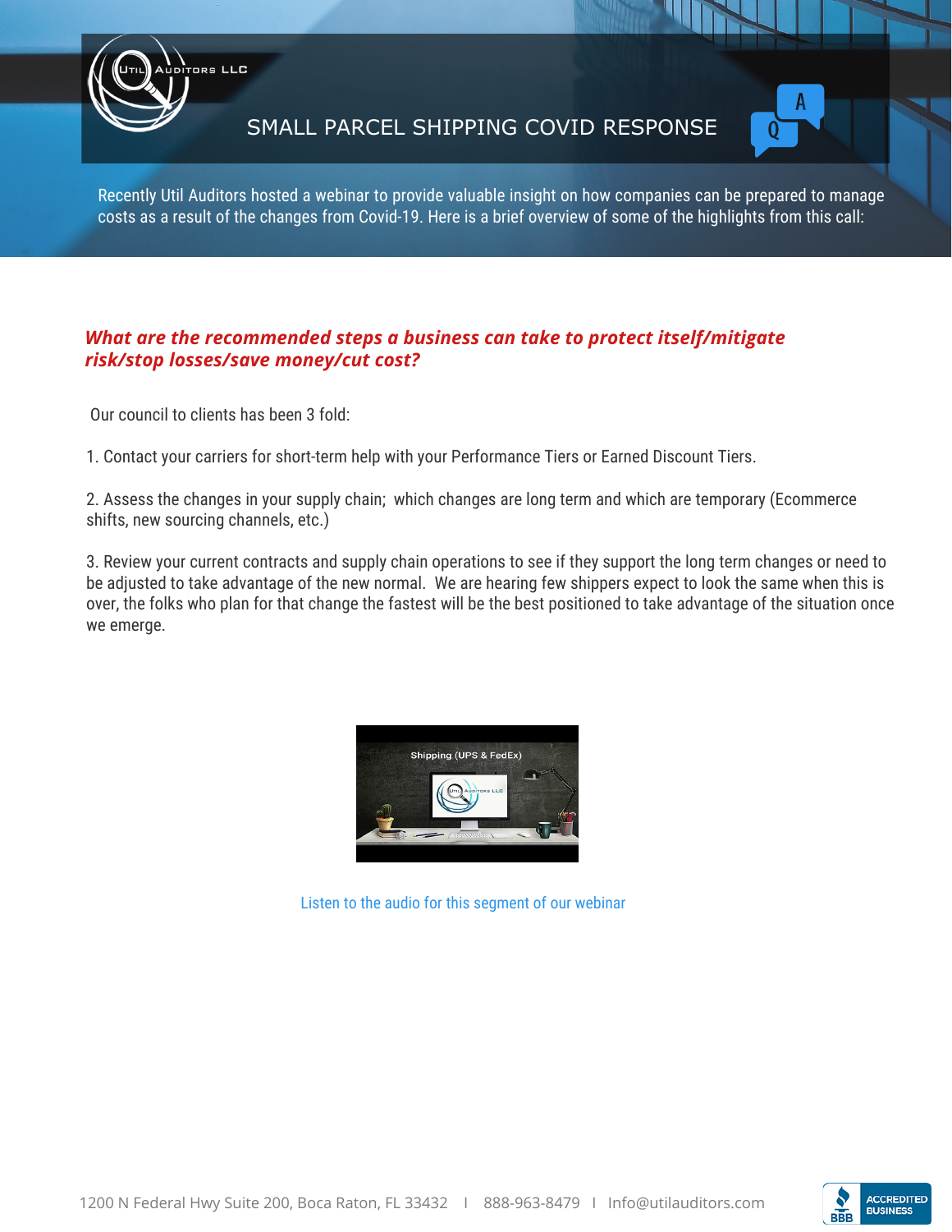# SMALL PARCEL SHIPPING COVID RESPONSE

Recently Util Auditors hosted a webinar to provide valuable insight on how companies can be prepared to manage costs as a result of the changes from Covid-19. Here is a brief overview of some of the highlights from this call:

## *What are the recommended steps a business can take to protect itself/mitigate risk/stop losses/save money/cut cost?*

Our council to clients has been 3 fold:

1. Contact your carriers for short-term help with your Performance Tiers or Earned Discount Tiers.

2. Assess the changes in your supply chain; which changes are long term and which are temporary (Ecommerce shifts, new sourcing channels, etc.)

3. Review your current contracts and supply chain operations to see if they support the long term changes or need to be adjusted to take advantage of the new normal. We are hearing few shippers expect to look the same when this is over, the folks who plan for that change the fastest will be the best positioned to take advantage of the situation once we emerge.

Listen to the audio for this segment of our webinar

1200 N Federal Hwy Suite 200, Boca Raton, FL 33432 I 888-963-8479 I Info@utilauditors.com